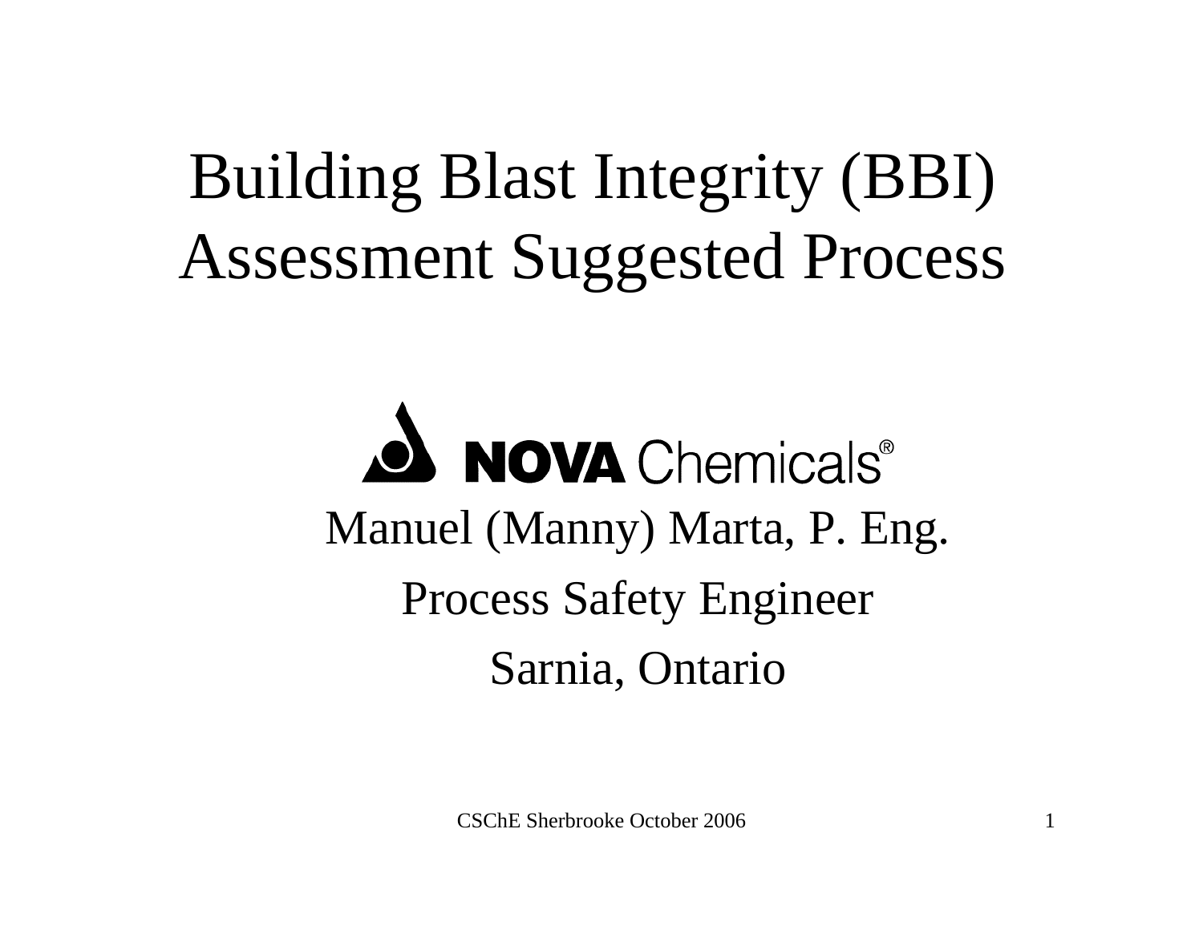# Building Blast Integrity (BBI) Assessment Suggested Process

NOVA Chemicals®

Manuel (Manny) Marta, P. Eng.

Process Safety Engineer

Sarnia, Ontario

CSChE Sherbrooke October 2006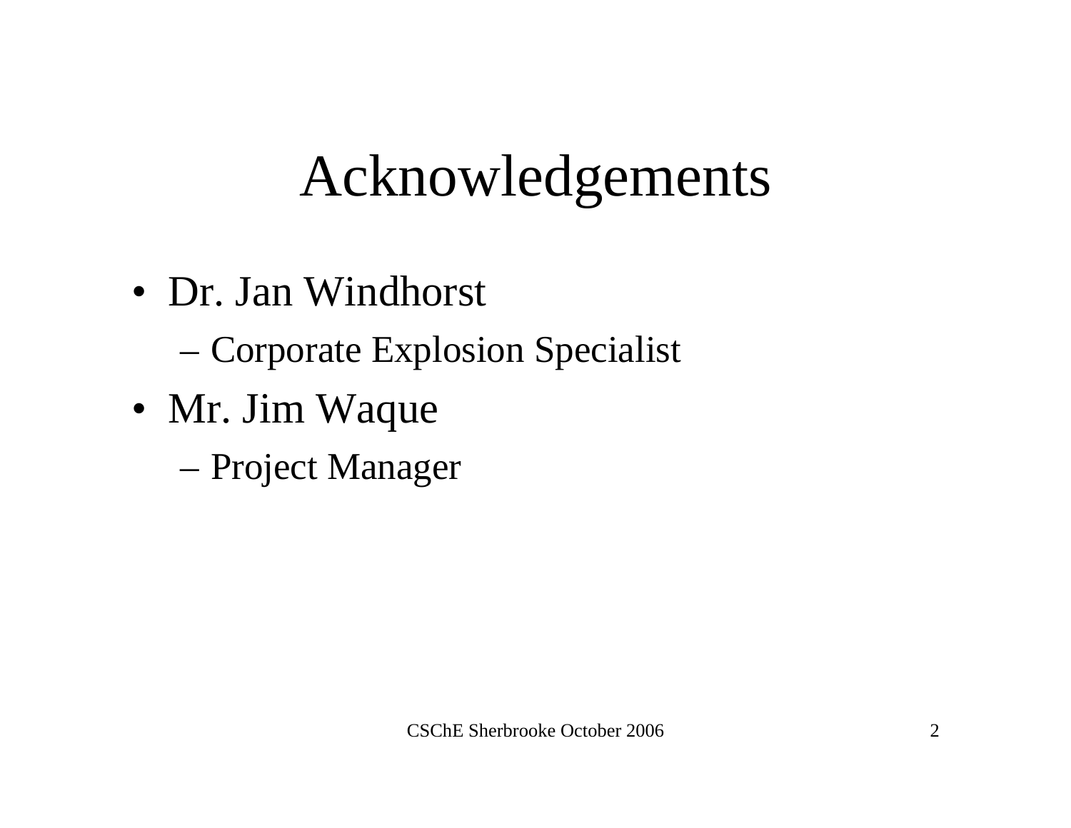# Acknowledgements

- Dr. Jan Windhorst
  - Corporate Explosion Specialist
- Mr. Jim Waque
  - Project Manager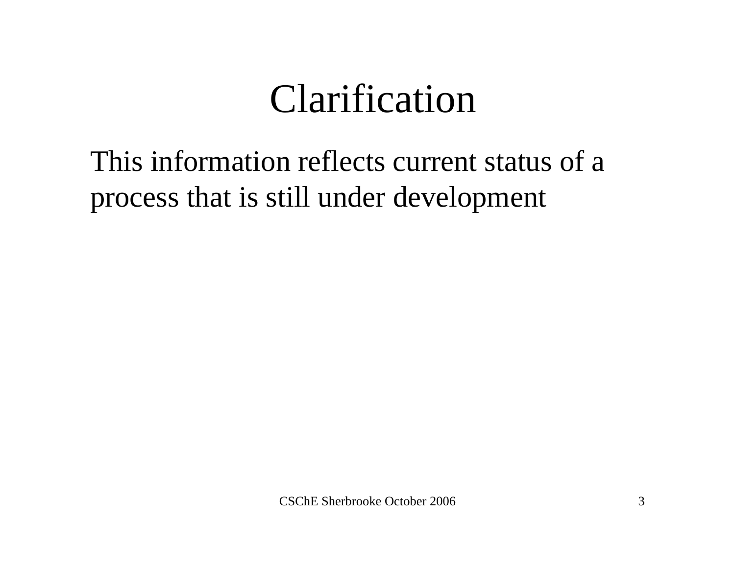# Clarification

This information reflects current status of a process that is still under development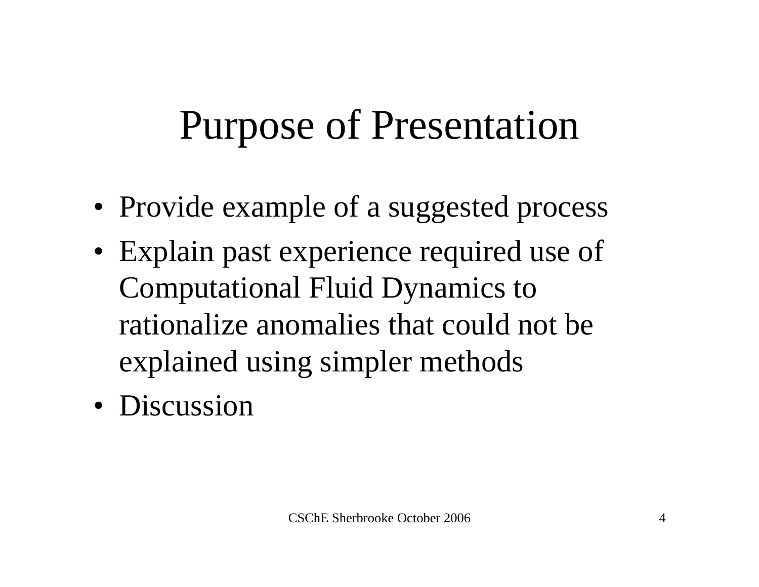# Purpose of Presentation

- Provide example of a suggested process
- Explain past experience required use of Computational Fluid Dynamics to rationalize anomalies that could not be explained using simpler methods
- Discussion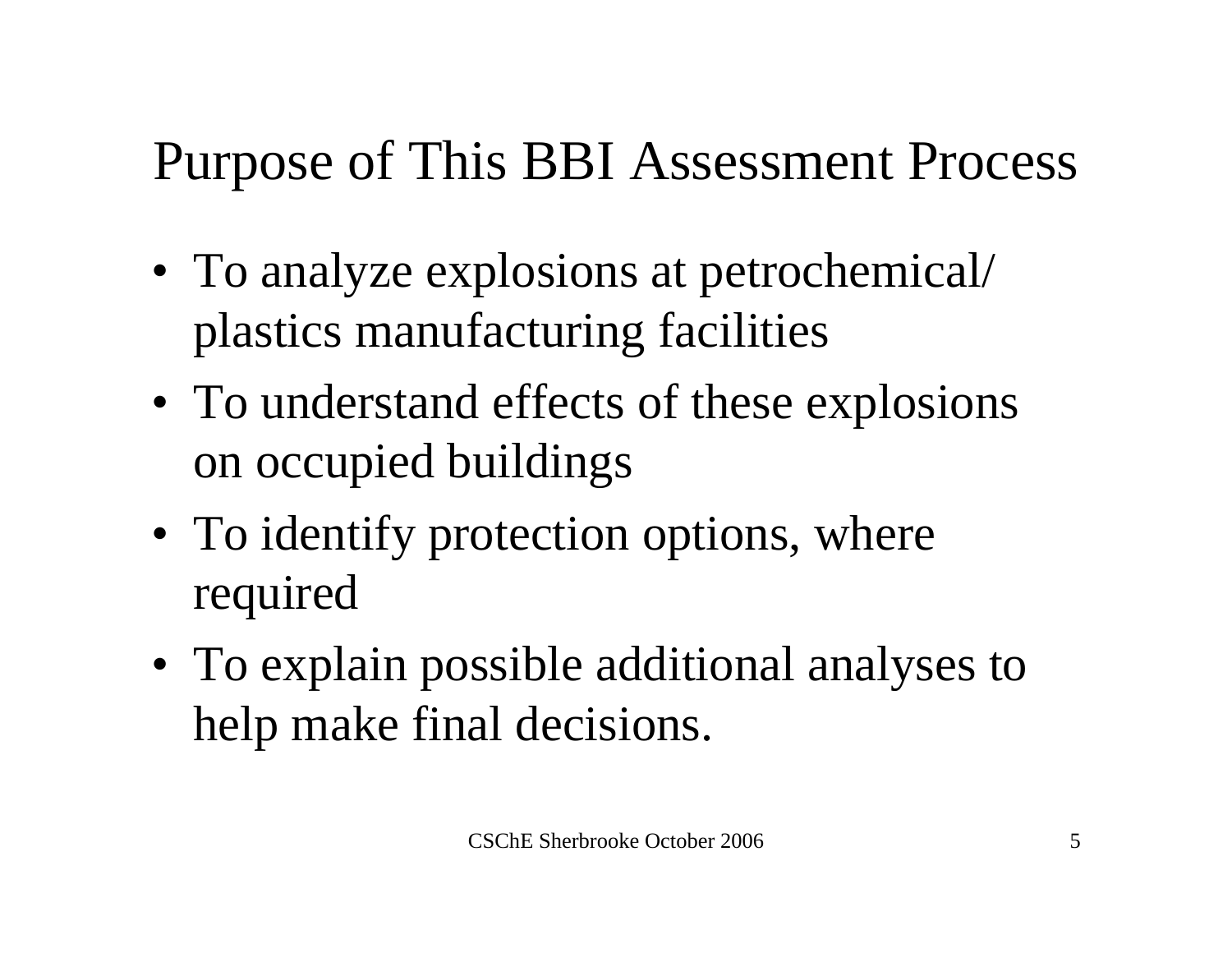# Purpose of This BBI Assessment Process

- To analyze explosions at petrochemical/ plastics manufacturing facilities
- To understand effects of these explosions on occupied buildings
- To identify protection options, where required
- To explain possible additional analyses to help make final decisions.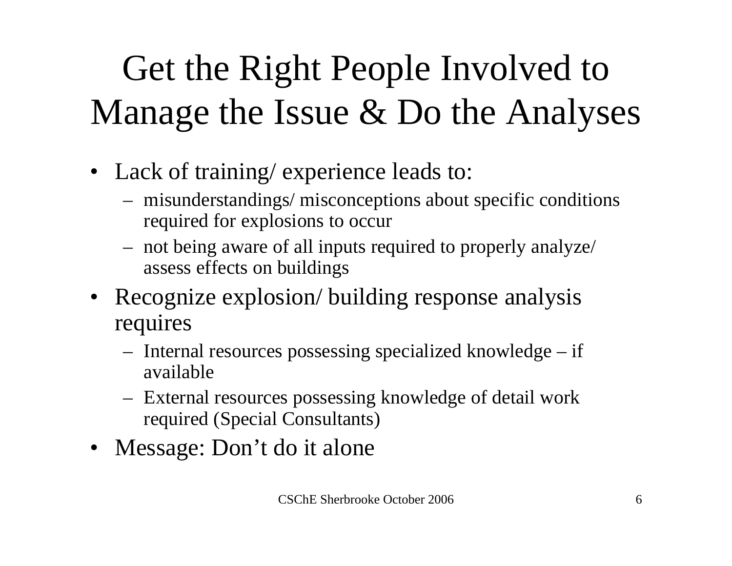# Get the Right People Involved to Manage the Issue & Do the Analyses

- Lack of training/ experience leads to:
  - misunderstandings/ misconceptions about specific conditions required for explosions to occur
  - not being aware of all inputs required to properly analyze/ assess effects on buildings
- Recognize explosion/ building response analysis requires
  - Internal resources possessing specialized knowledge – if available
  - External resources possessing knowledge of detail work required (Special Consultants)
- Message: Don't do it alone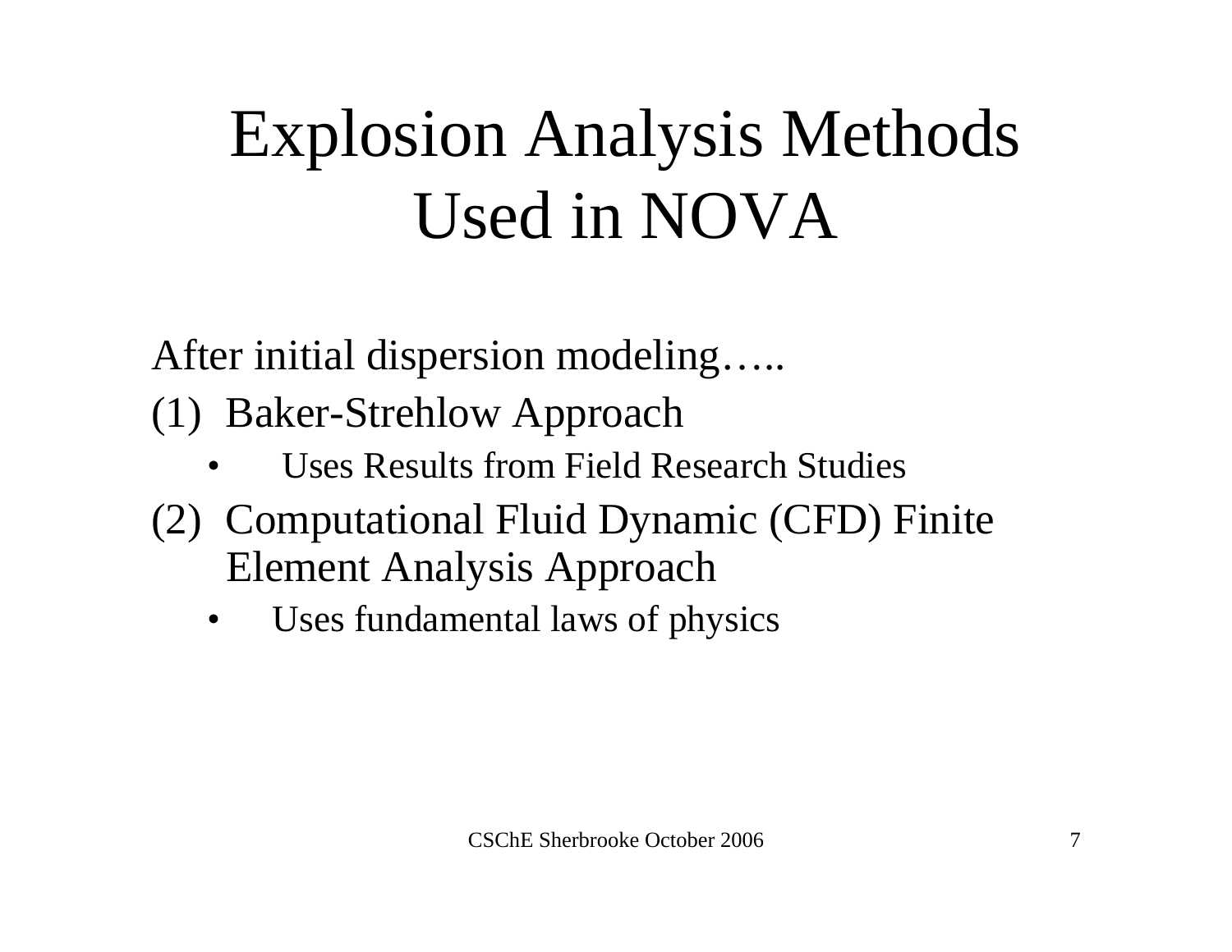# Explosion Analysis Methods Used in NOVA

After initial dispersion modeling…..

(1) Baker-Strehlow Approach
   - Uses Results from Field Research Studies

(2) Computational Fluid Dynamic (CFD) Finite Element Analysis Approach
   - Uses fundamental laws of physics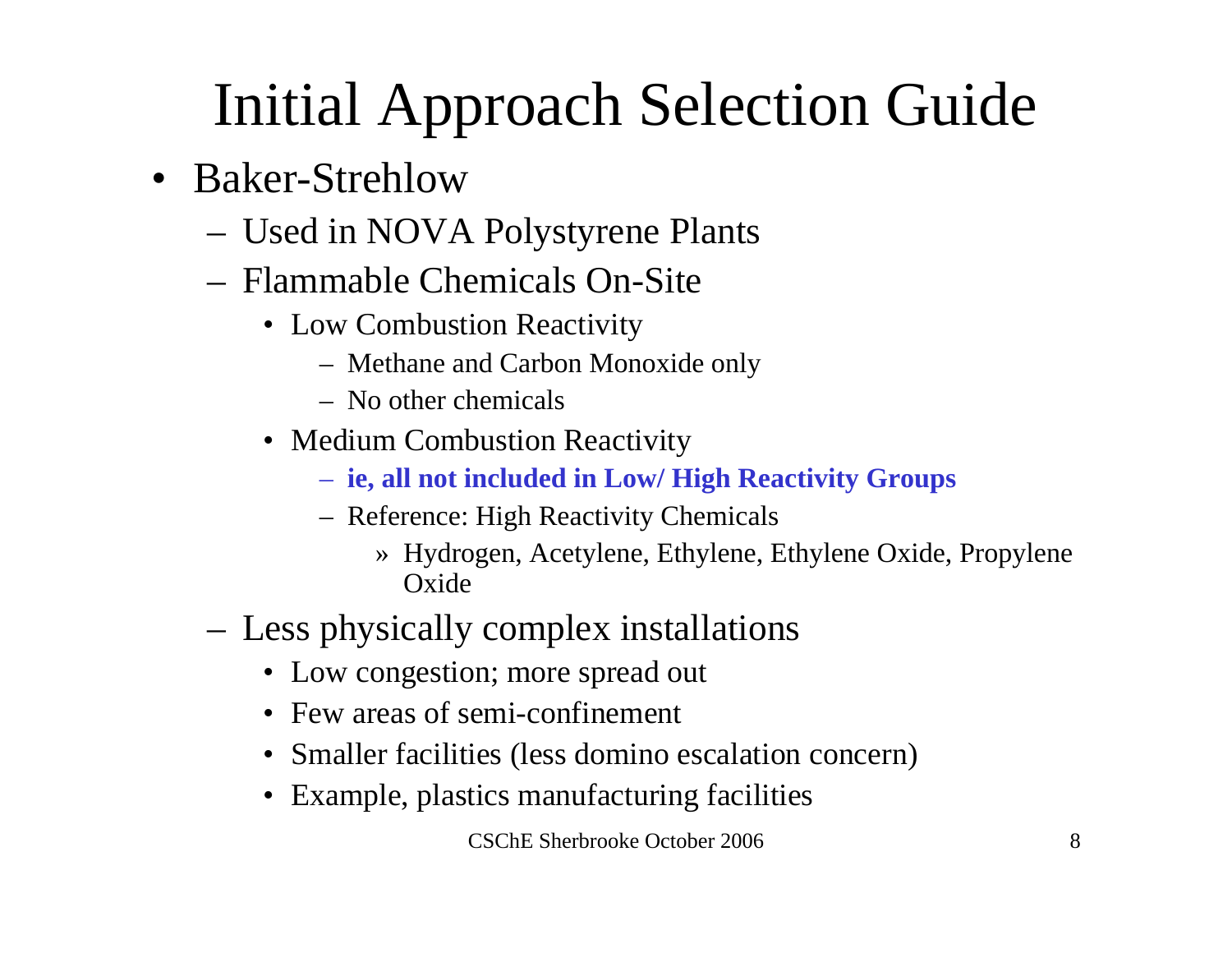# Initial Approach Selection Guide

- Baker-Strehlow
  - Used in NOVA Polystyrene Plants
  - Flammable Chemicals On-Site
    - Low Combustion Reactivity
      - Methane and Carbon Monoxide only
      - No other chemicals
    - Medium Combustion Reactivity
      - **ie, all not included in Low/ High Reactivity Groups**
      - Reference: High Reactivity Chemicals
        - » Hydrogen, Acetylene, Ethylene, Ethylene Oxide, Propylene Oxide
  - Less physically complex installations
    - Low congestion; more spread out
    - Few areas of semi-confinement
    - Smaller facilities (less domino escalation concern)
    - Example, plastics manufacturing facilities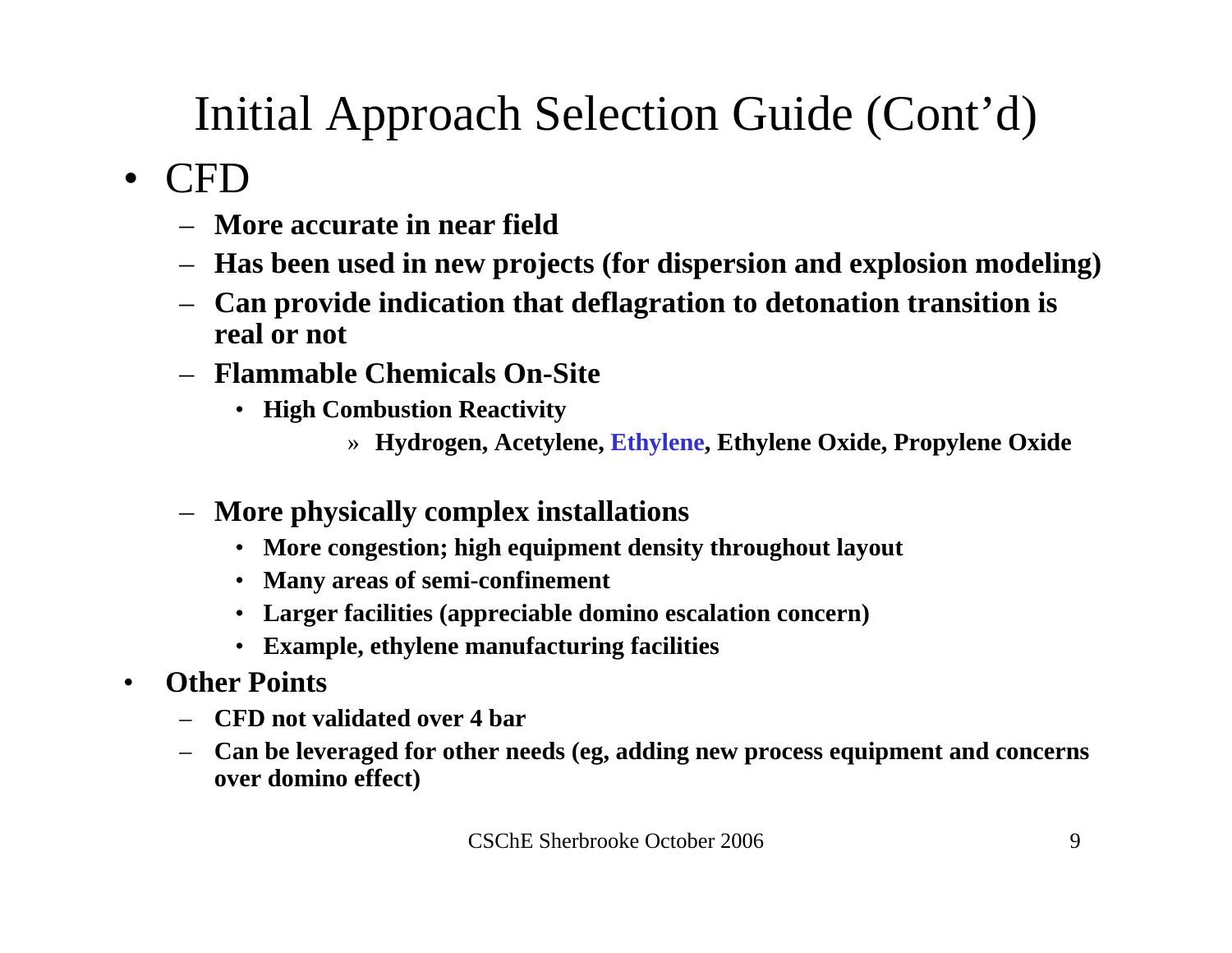# Initial Approach Selection Guide (Cont'd)

- CFD
  - **More accurate in near field**
  - **Has been used in new projects (for dispersion and explosion modeling)**
  - **Can provide indication that deflagration to detonation transition is real or not**
  - **Flammable Chemicals On-Site**
    - **High Combustion Reactivity**
      - **Hydrogen, Acetylene, Ethylene, Ethylene Oxide, Propylene Oxide**
  - **More physically complex installations**
    - **More congestion; high equipment density throughout layout**
    - **Many areas of semi-confinement**
    - **Larger facilities (appreciable domino escalation concern)**
    - **Example, ethylene manufacturing facilities**
- **Other Points**
  - **CFD not validated over 4 bar**
  - **Can be leveraged for other needs (eg, adding new process equipment and concerns over domino effect)**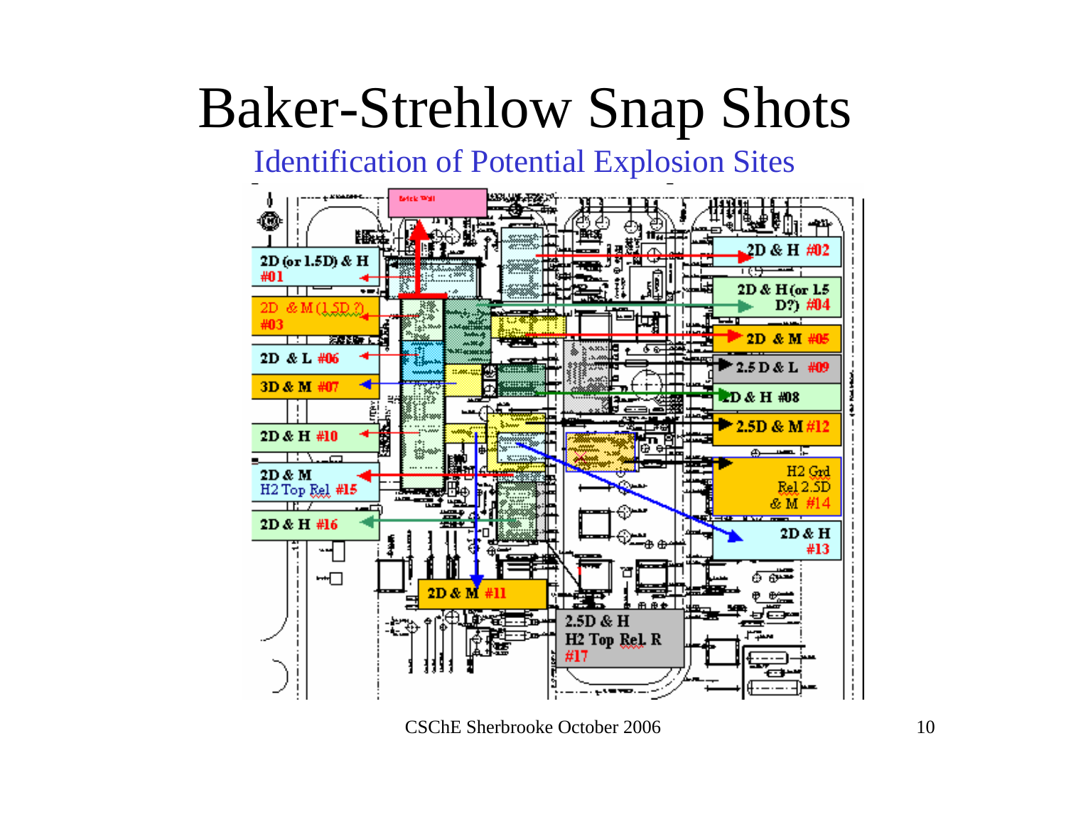# Baker-Strehlow Snap Shots

## Identification of Potential Explosion Sites

- 2D (or 1.5D) & H #01
- 2D & M (1.5D ?) #03
- 2D & L #06
- 3D & M #07
- 2D & H #10
- 2D & M H2 Top Rel #15
- 2D & H #16
- 2D & M #11
- 2.5D & H H2 Top Rel. R #17
- 2D & H #02
- 2D & H (or 1.5 D?) #04
- 2D & M #05
- 2.5 D & L #09
- 2D & H #08
- 2.5D & M #12
- H2 Grd Rel 2.5D & M #14
- 2D & H #13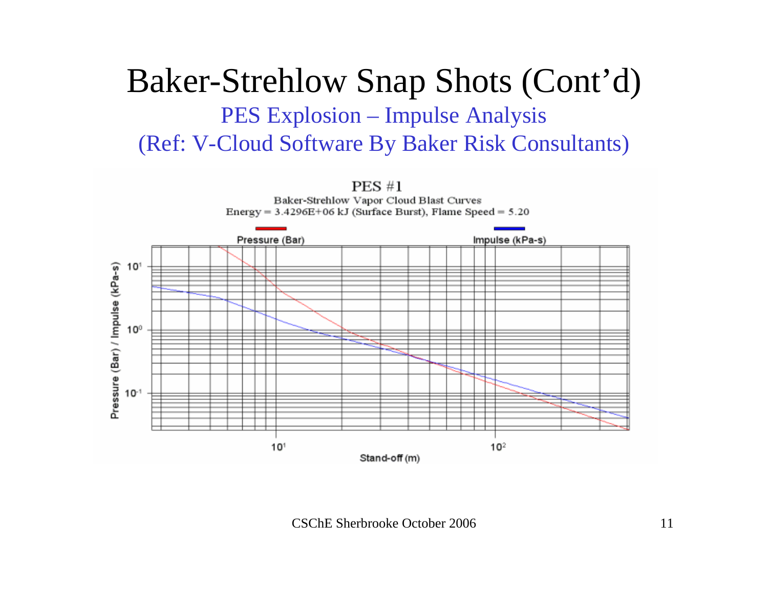# Baker-Strehlow Snap Shots (Cont'd)

## PES Explosion – Impulse Analysis

## (Ref: V-Cloud Software By Baker Risk Consultants)

PES #1

Baker-Strehlow Vapor Cloud Blast Curves

Energy = 3.4296E+06 kJ (Surface Burst), Flame Speed = 5.20

Pressure (Bar)

Impulse (kPa-s)

Pressure (Bar) / Impulse (kPa-s)

Stand-off (m)

CSChE Sherbrooke October 2006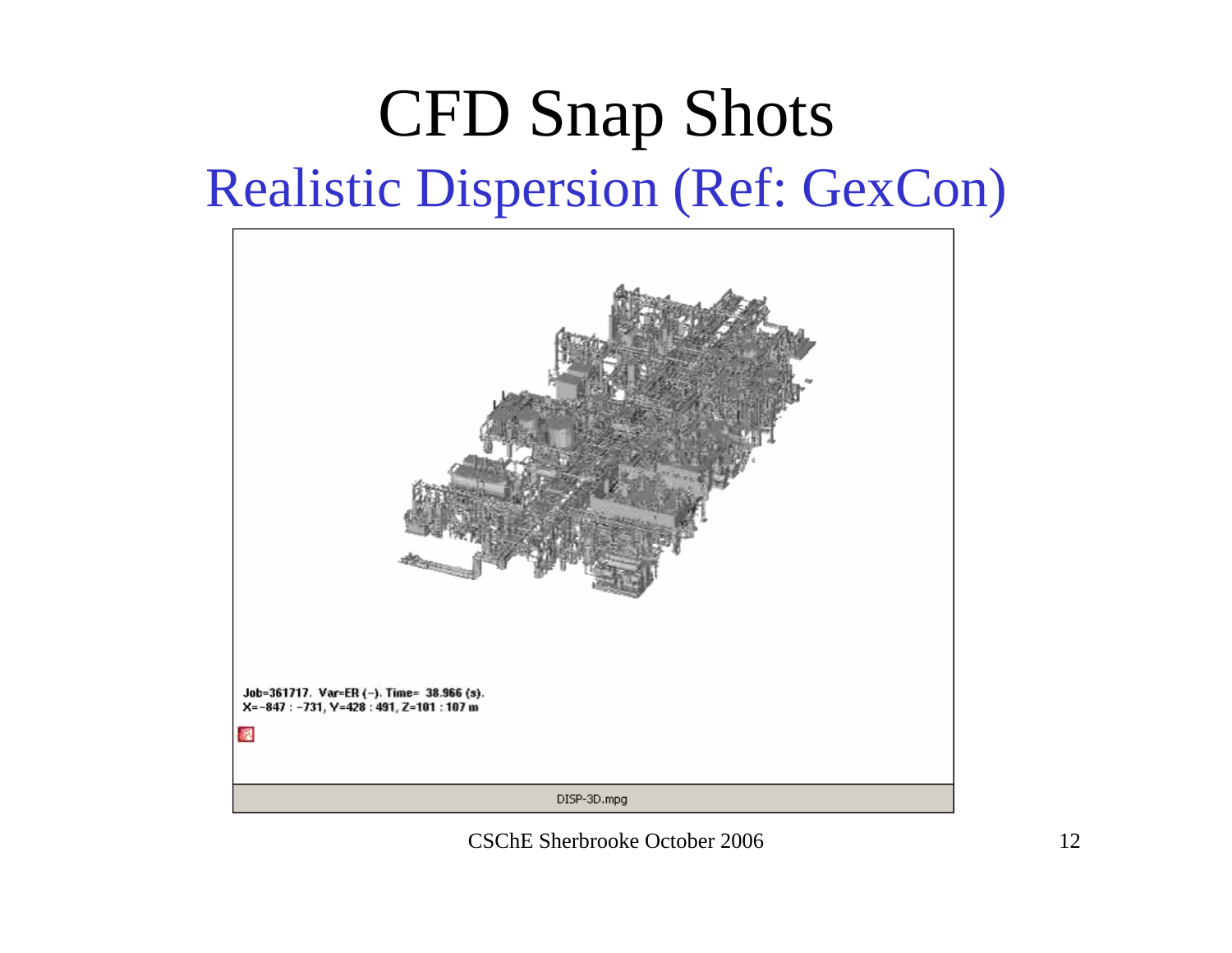# CFD Snap Shots

## Realistic Dispersion (Ref: GexCon)

Job=361717. Var=ER (-). Time= 38.966 (s).
X=-847 : -731, Y=428 : 491, Z=101 : 107 m

DISP-3D.mpg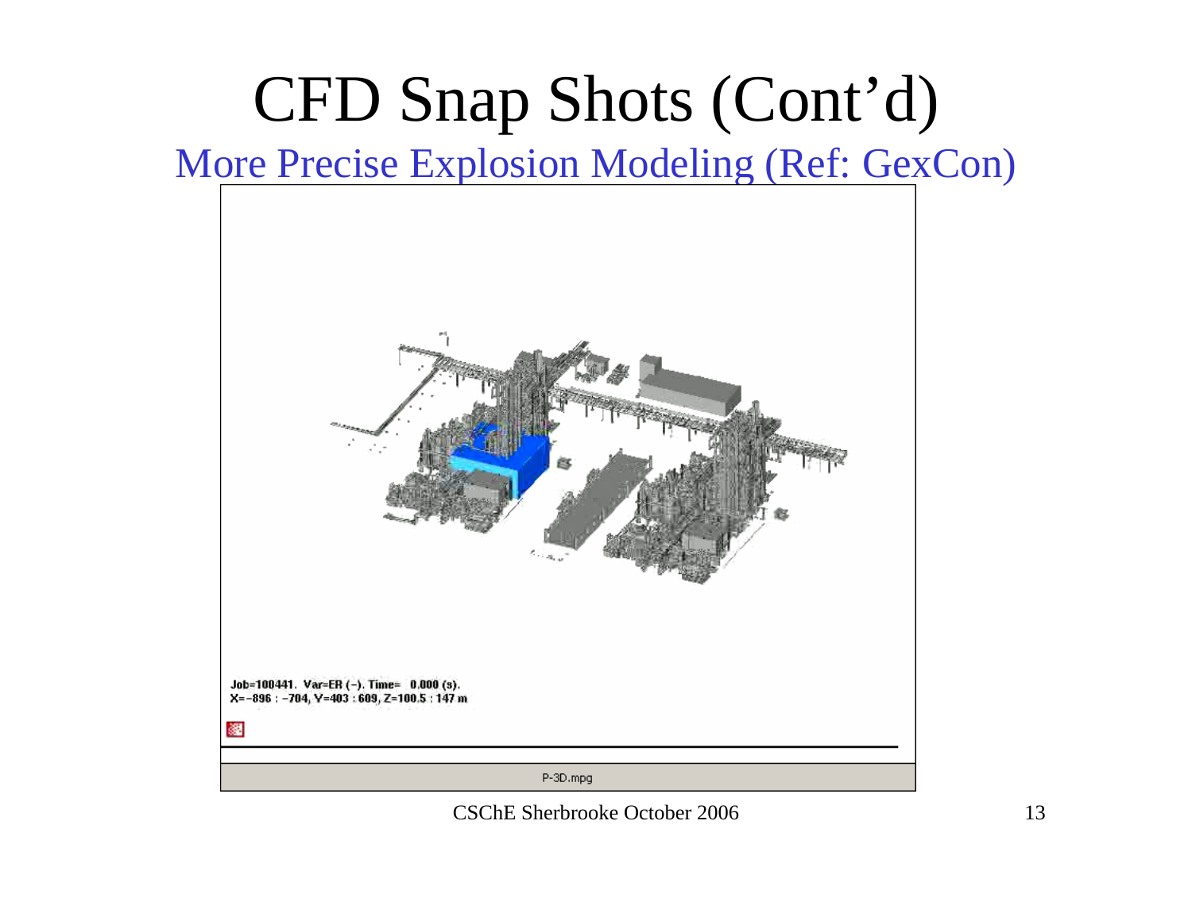# CFD Snap Shots (Cont'd)

## More Precise Explosion Modeling (Ref: GexCon)

Job=100441. Var=ER (-). Time= 0.000 (s).
X=-896 : -704, Y=403 : 609, Z=100.5 : 147 m

P-3D.mpg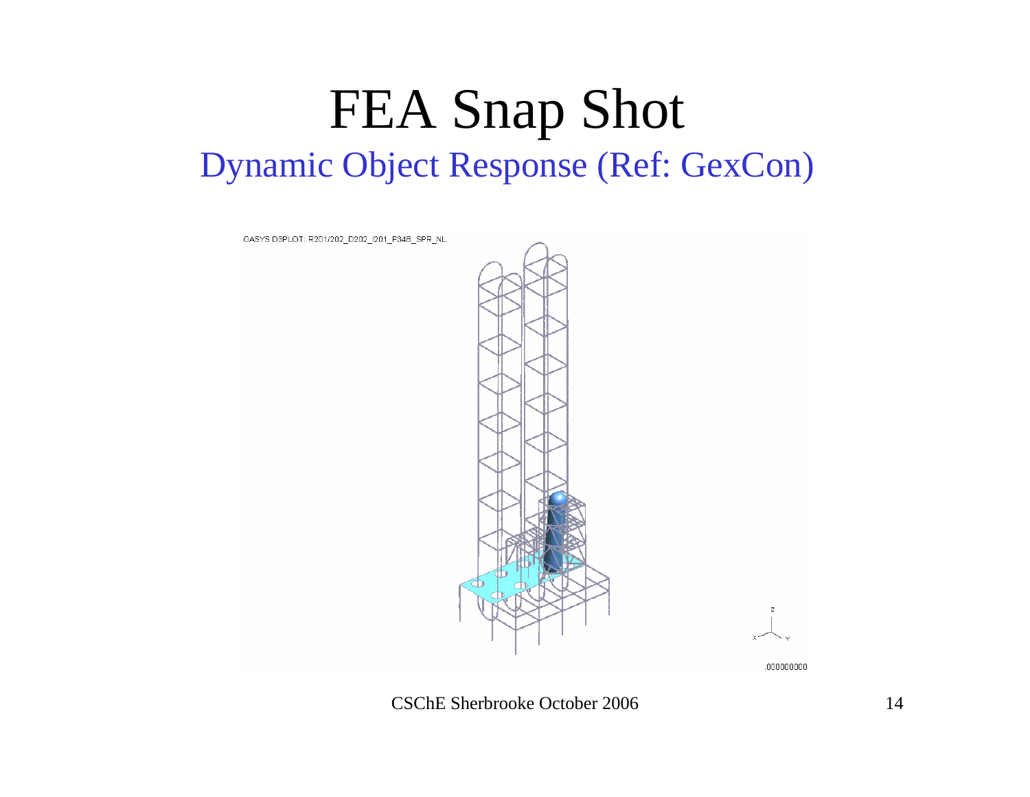# FEA Snap Shot

## Dynamic Object Response (Ref: GexCon)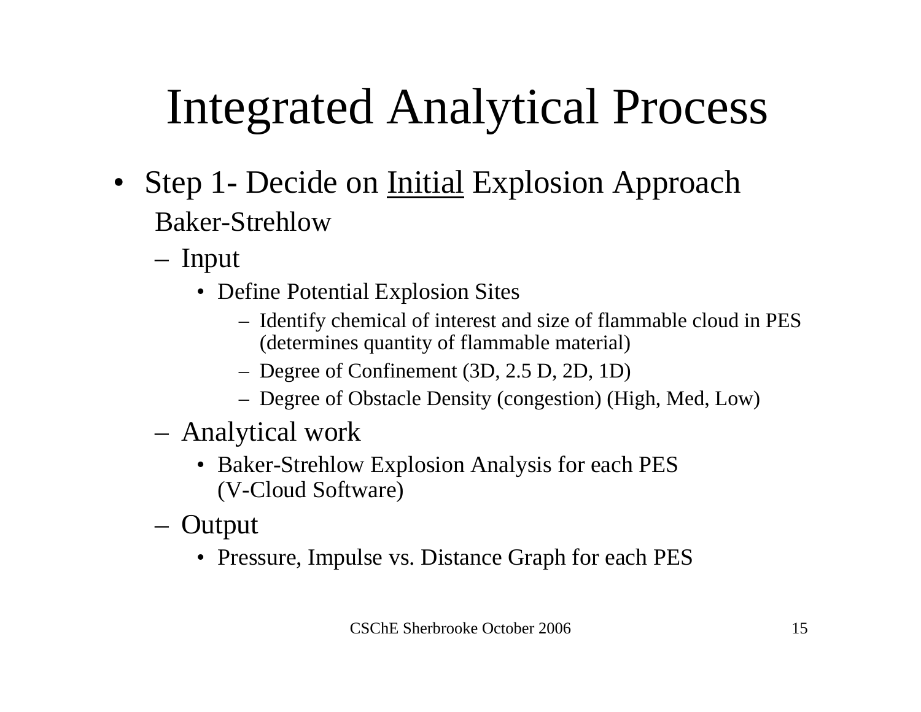# Integrated Analytical Process

- Step 1- Decide on <u>Initial</u> Explosion Approach

  Baker-Strehlow

  - Input
    - Define Potential Explosion Sites
      - Identify chemical of interest and size of flammable cloud in PES (determines quantity of flammable material)
      - Degree of Confinement (3D, 2.5 D, 2D, 1D)
      - Degree of Obstacle Density (congestion) (High, Med, Low)
  - Analytical work
    - Baker-Strehlow Explosion Analysis for each PES (V-Cloud Software)
  - Output
    - Pressure, Impulse vs. Distance Graph for each PES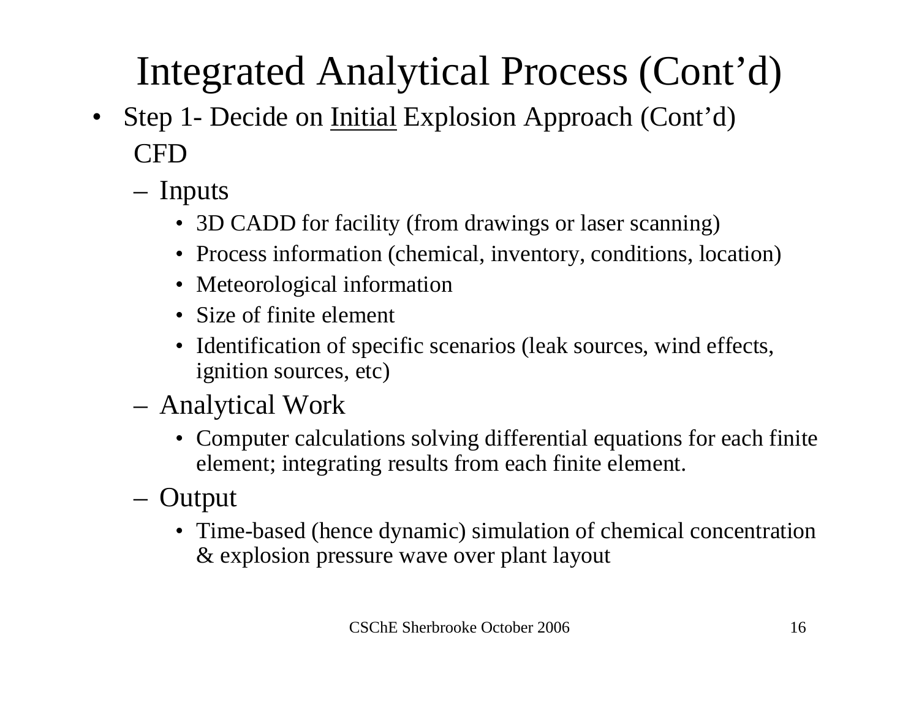# Integrated Analytical Process (Cont'd)

- Step 1- Decide on <u>Initial</u> Explosion Approach (Cont'd)

  CFD

  - Inputs
    - 3D CADD for facility (from drawings or laser scanning)
    - Process information (chemical, inventory, conditions, location)
    - Meteorological information
    - Size of finite element
    - Identification of specific scenarios (leak sources, wind effects, ignition sources, etc)
  - Analytical Work
    - Computer calculations solving differential equations for each finite element; integrating results from each finite element.
  - Output
    - Time-based (hence dynamic) simulation of chemical concentration & explosion pressure wave over plant layout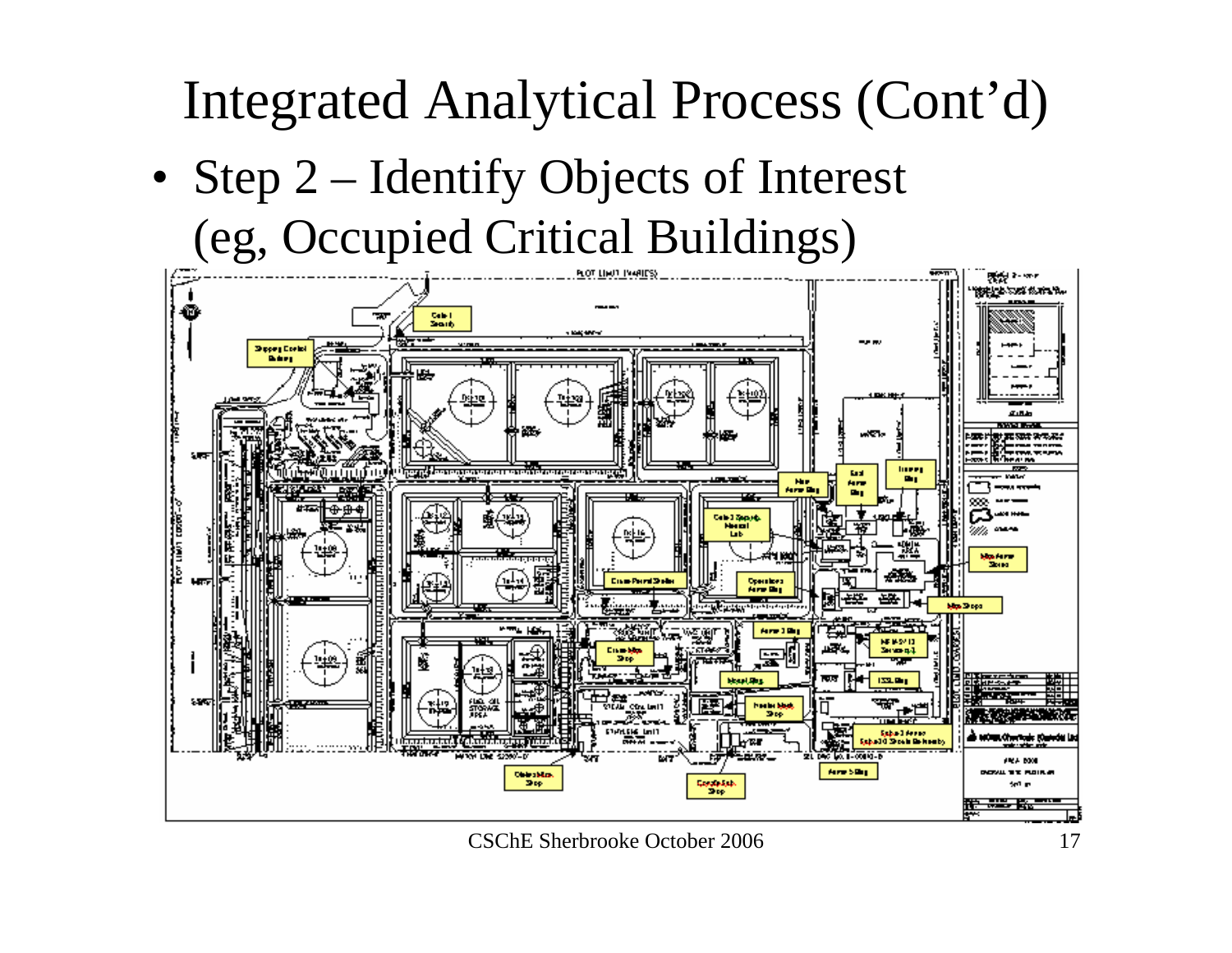# Integrated Analytical Process (Cont'd)

- Step 2 – Identify Objects of Interest (eg, Occupied Critical Buildings)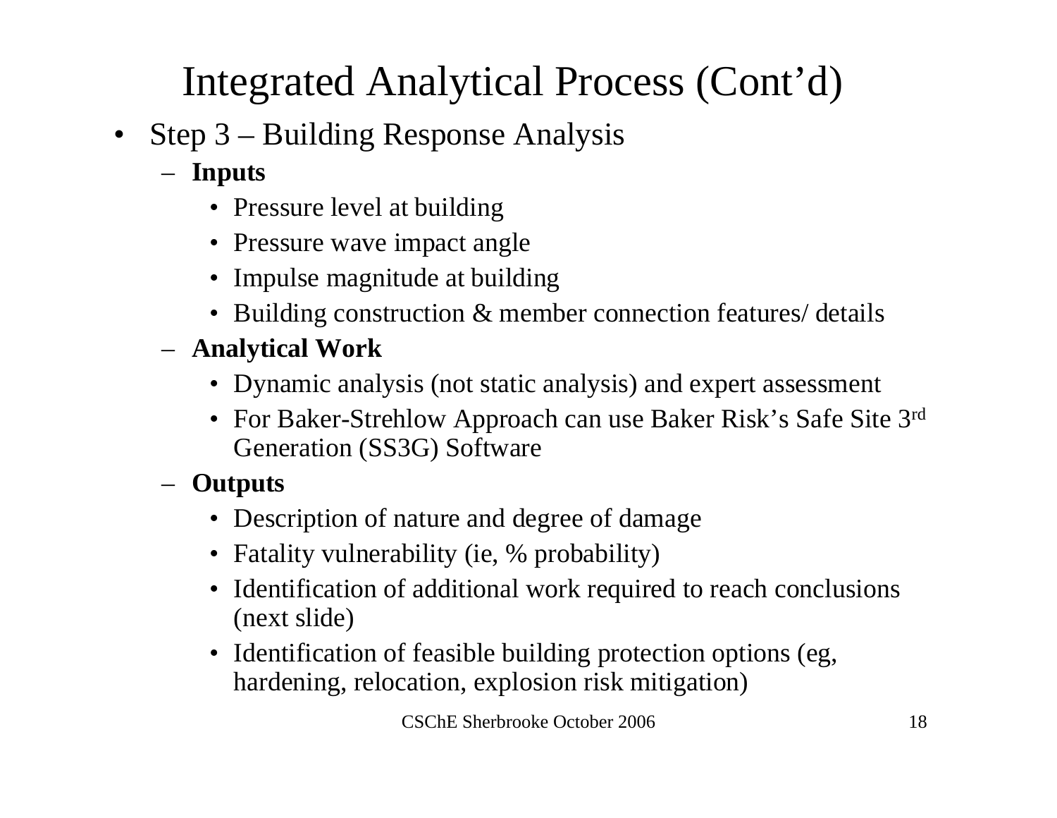# Integrated Analytical Process (Cont'd)

- Step 3 – Building Response Analysis
  - **Inputs**
    - Pressure level at building
    - Pressure wave impact angle
    - Impulse magnitude at building
    - Building construction & member connection features/ details
  - **Analytical Work**
    - Dynamic analysis (not static analysis) and expert assessment
    - For Baker-Strehlow Approach can use Baker Risk's Safe Site 3rd Generation (SS3G) Software
  - **Outputs**
    - Description of nature and degree of damage
    - Fatality vulnerability (ie, % probability)
    - Identification of additional work required to reach conclusions (next slide)
    - Identification of feasible building protection options (eg, hardening, relocation, explosion risk mitigation)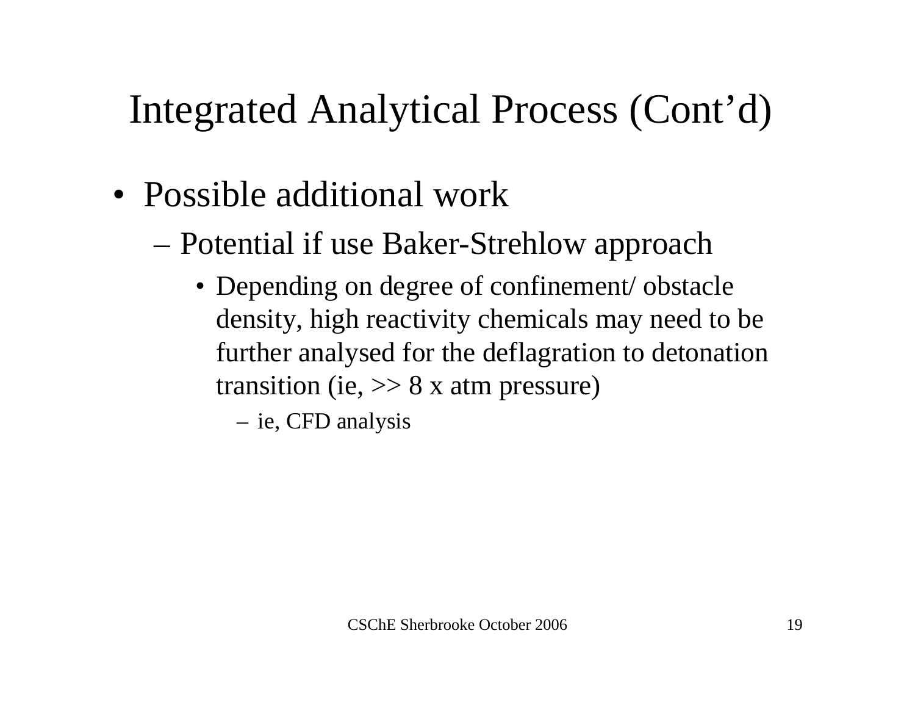# Integrated Analytical Process (Cont'd)

- Possible additional work
  - Potential if use Baker-Strehlow approach
    - Depending on degree of confinement/ obstacle density, high reactivity chemicals may need to be further analysed for the deflagration to detonation transition (ie, >> 8 x atm pressure)
      - ie, CFD analysis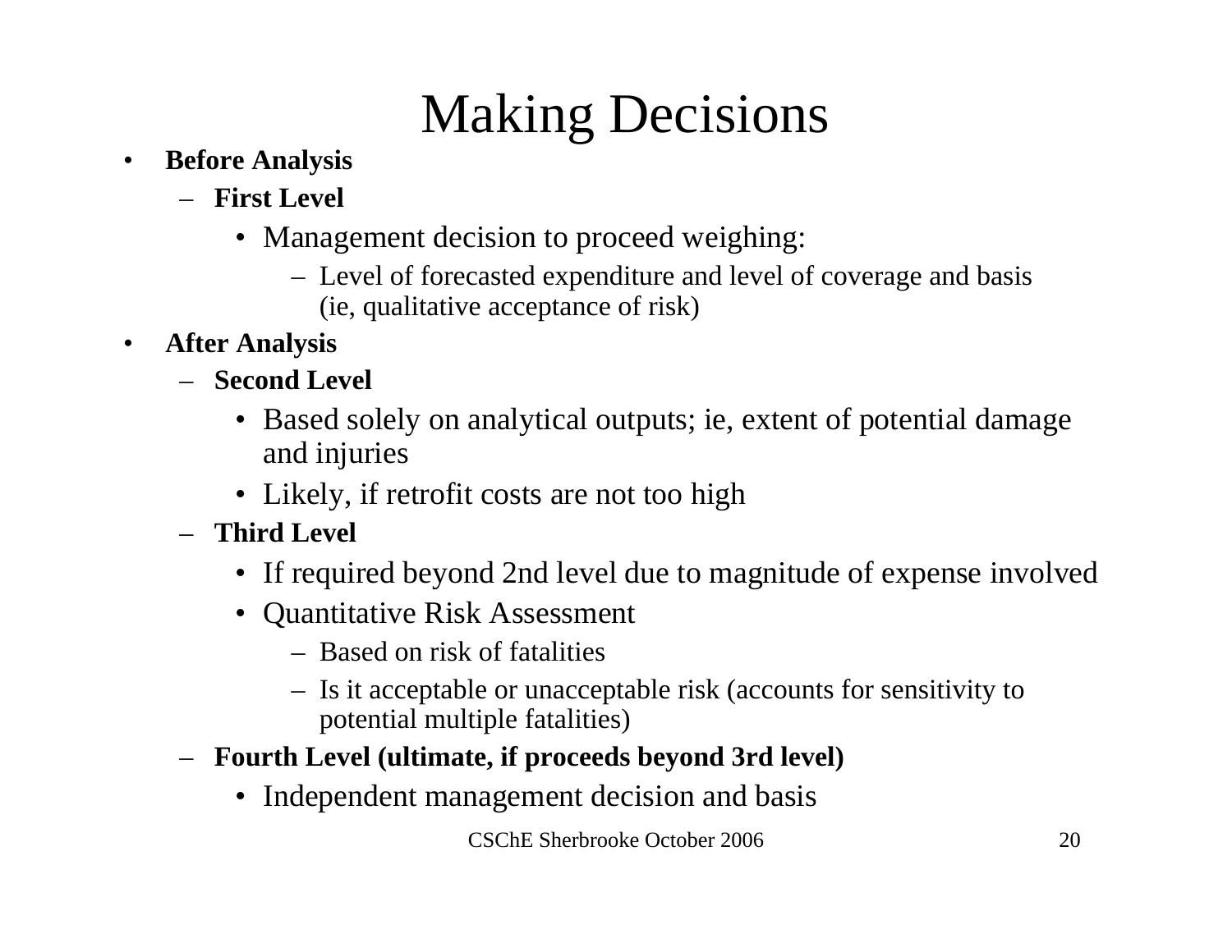# Making Decisions

- **Before Analysis**
  - **First Level**
    - Management decision to proceed weighing:
      - Level of forecasted expenditure and level of coverage and basis (ie, qualitative acceptance of risk)
- **After Analysis**
  - **Second Level**
    - Based solely on analytical outputs; ie, extent of potential damage and injuries
    - Likely, if retrofit costs are not too high
  - **Third Level**
    - If required beyond 2nd level due to magnitude of expense involved
    - Quantitative Risk Assessment
      - Based on risk of fatalities
      - Is it acceptable or unacceptable risk (accounts for sensitivity to potential multiple fatalities)
  - **Fourth Level (ultimate, if proceeds beyond 3rd level)**
    - Independent management decision and basis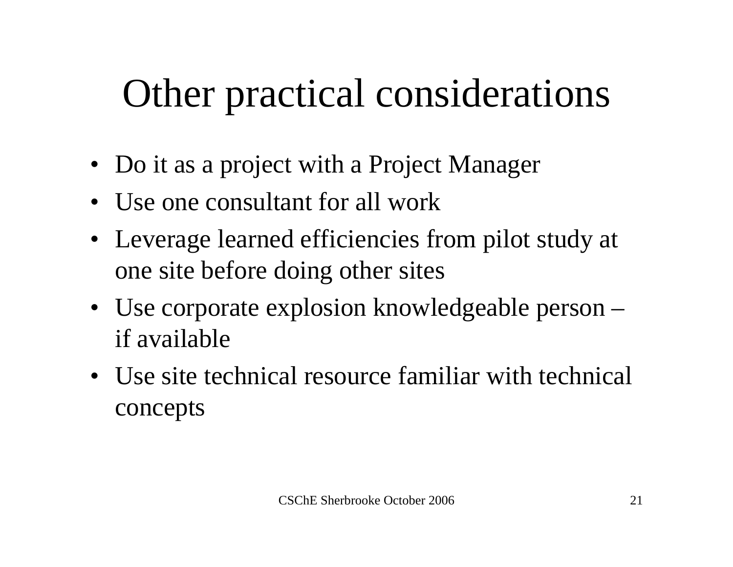# Other practical considerations

- Do it as a project with a Project Manager
- Use one consultant for all work
- Leverage learned efficiencies from pilot study at one site before doing other sites
- Use corporate explosion knowledgeable person – if available
- Use site technical resource familiar with technical concepts